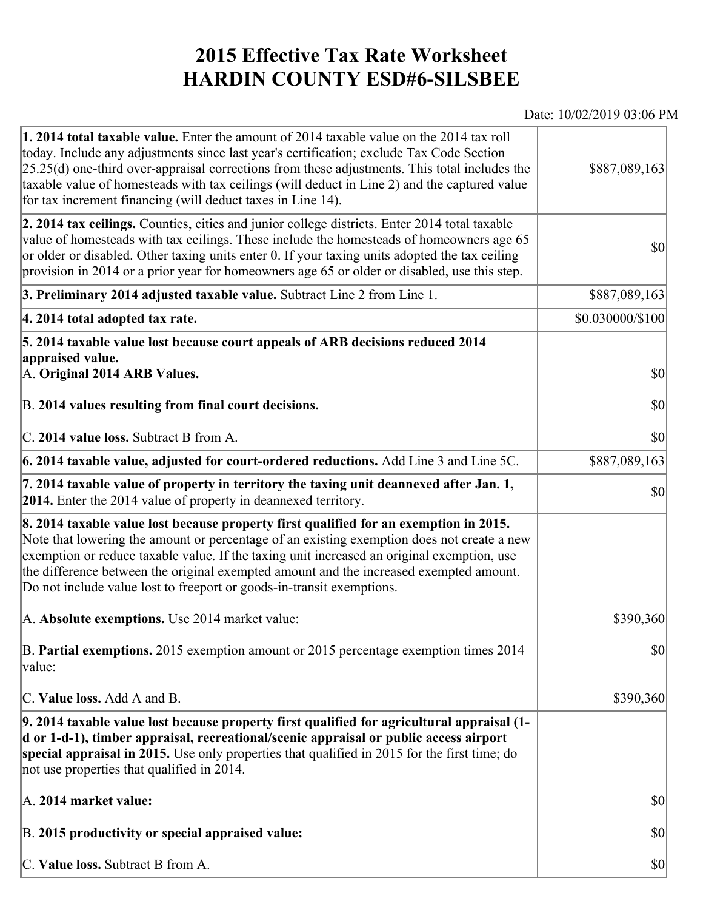# 2015 Effective Tax Rate Worksheet
# HARDIN COUNTY ESD#6-SILSBEE

Date: 10/02/2019 03:06 PM

| | |
|---|---|
| **1. 2014 total taxable value.** Enter the amount of 2014 taxable value on the 2014 tax roll today. Include any adjustments since last year's certification; exclude Tax Code Section 25.25(d) one-third over-appraisal corrections from these adjustments. This total includes the taxable value of homesteads with tax ceilings (will deduct in Line 2) and the captured value for tax increment financing (will deduct taxes in Line 14). | $887,089,163 |
| **2. 2014 tax ceilings.** Counties, cities and junior college districts. Enter 2014 total taxable value of homesteads with tax ceilings. These include the homesteads of homeowners age 65 or older or disabled. Other taxing units enter 0. If your taxing units adopted the tax ceiling provision in 2014 or a prior year for homeowners age 65 or older or disabled, use this step. | $0 |
| **3. Preliminary 2014 adjusted taxable value.** Subtract Line 2 from Line 1. | $887,089,163 |
| **4. 2014 total adopted tax rate.** | $0.030000/$100 |
| **5. 2014 taxable value lost because court appeals of ARB decisions reduced 2014 appraised value.** | |
| A. **Original 2014 ARB Values.** | $0 |
| B. **2014 values resulting from final court decisions.** | $0 |
| C. **2014 value loss.** Subtract B from A. | $0 |
| **6. 2014 taxable value, adjusted for court-ordered reductions.** Add Line 3 and Line 5C. | $887,089,163 |
| **7. 2014 taxable value of property in territory the taxing unit deannexed after Jan. 1, 2014.** Enter the 2014 value of property in deannexed territory. | $0 |
| **8. 2014 taxable value lost because property first qualified for an exemption in 2015.** Note that lowering the amount or percentage of an existing exemption does not create a new exemption or reduce taxable value. If the taxing unit increased an original exemption, use the difference between the original exempted amount and the increased exempted amount. Do not include value lost to freeport or goods-in-transit exemptions. | |
| A. **Absolute exemptions.** Use 2014 market value: | $390,360 |
| B. **Partial exemptions.** 2015 exemption amount or 2015 percentage exemption times 2014 value: | $0 |
| C. **Value loss.** Add A and B. | $390,360 |
| **9. 2014 taxable value lost because property first qualified for agricultural appraisal (1-d or 1-d-1), timber appraisal, recreational/scenic appraisal or public access airport special appraisal in 2015.** Use only properties that qualified in 2015 for the first time; do not use properties that qualified in 2014. | |
| A. **2014 market value:** | $0 |
| B. **2015 productivity or special appraised value:** | $0 |
| C. **Value loss.** Subtract B from A. | $0 |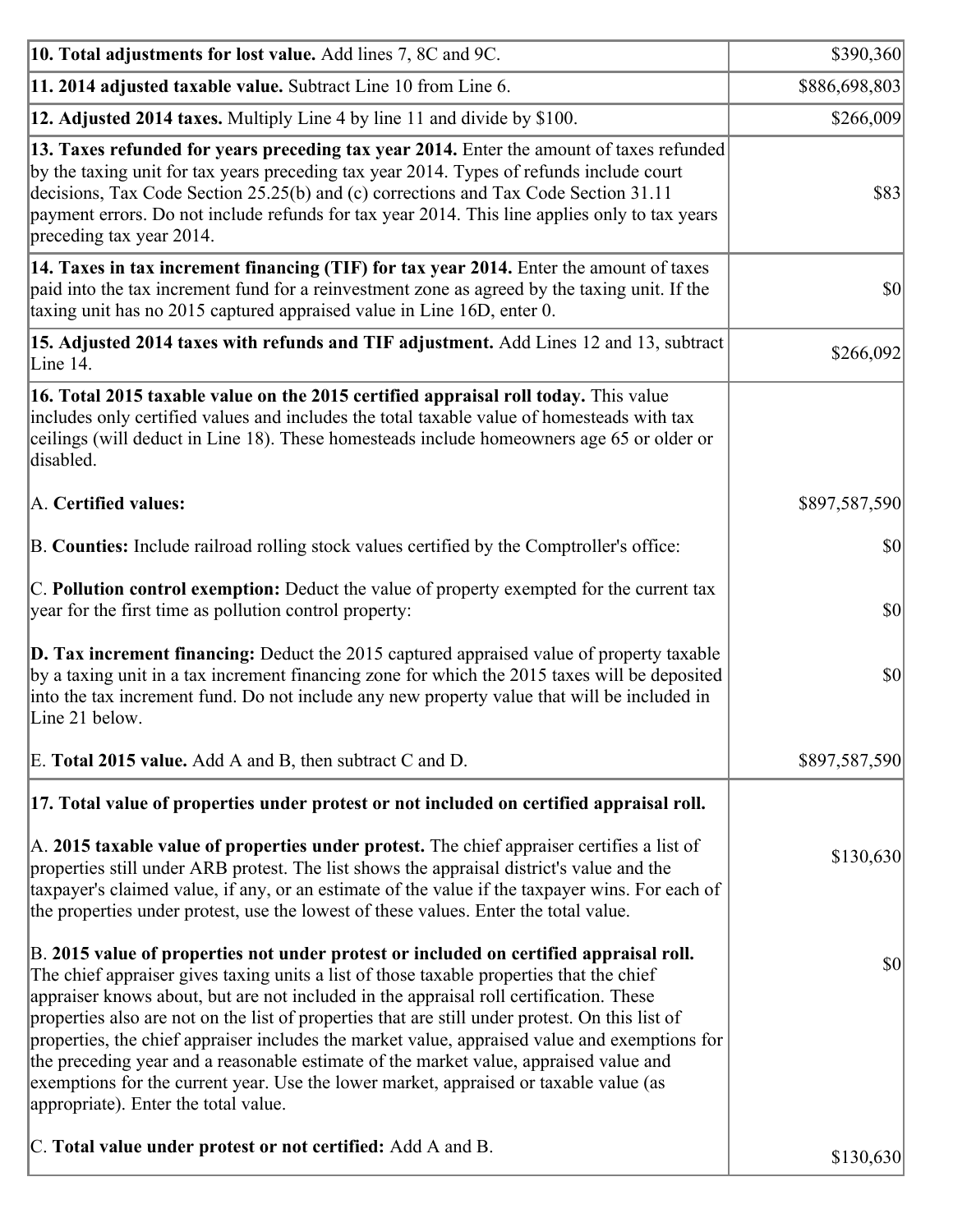| | |
|---|---|
| **10. Total adjustments for lost value.** Add lines 7, 8C and 9C. | $390,360 |
| **11. 2014 adjusted taxable value.** Subtract Line 10 from Line 6. | $886,698,803 |
| **12. Adjusted 2014 taxes.** Multiply Line 4 by line 11 and divide by $100. | $266,009 |
| **13. Taxes refunded for years preceding tax year 2014.** Enter the amount of taxes refunded by the taxing unit for tax years preceding tax year 2014. Types of refunds include court decisions, Tax Code Section 25.25(b) and (c) corrections and Tax Code Section 31.11 payment errors. Do not include refunds for tax year 2014. This line applies only to tax years preceding tax year 2014. | $83 |
| **14. Taxes in tax increment financing (TIF) for tax year 2014.** Enter the amount of taxes paid into the tax increment fund for a reinvestment zone as agreed by the taxing unit. If the taxing unit has no 2015 captured appraised value in Line 16D, enter 0. | $0 |
| **15. Adjusted 2014 taxes with refunds and TIF adjustment.** Add Lines 12 and 13, subtract Line 14. | $266,092 |
| **16. Total 2015 taxable value on the 2015 certified appraisal roll today.** This value includes only certified values and includes the total taxable value of homesteads with tax ceilings (will deduct in Line 18). These homesteads include homeowners age 65 or older or disabled.<br><br>A. **Certified values:**<br><br>B. **Counties:** Include railroad rolling stock values certified by the Comptroller's office:<br><br>C. **Pollution control exemption:** Deduct the value of property exempted for the current tax year for the first time as pollution control property:<br><br>**D. Tax increment financing:** Deduct the 2015 captured appraised value of property taxable by a taxing unit in a tax increment financing zone for which the 2015 taxes will be deposited into the tax increment fund. Do not include any new property value that will be included in Line 21 below.<br><br>E. **Total 2015 value.** Add A and B, then subtract C and D. | <br><br>$897,587,590<br><br>$0<br><br>$0<br><br>$0<br><br>$897,587,590 |
| **17. Total value of properties under protest or not included on certified appraisal roll.**<br><br>A. **2015 taxable value of properties under protest.** The chief appraiser certifies a list of properties still under ARB protest. The list shows the appraisal district's value and the taxpayer's claimed value, if any, or an estimate of the value if the taxpayer wins. For each of the properties under protest, use the lowest of these values. Enter the total value.<br><br>B. **2015 value of properties not under protest or included on certified appraisal roll.** The chief appraiser gives taxing units a list of those taxable properties that the chief appraiser knows about, but are not included in the appraisal roll certification. These properties also are not on the list of properties that are still under protest. On this list of properties, the chief appraiser includes the market value, appraised value and exemptions for the preceding year and a reasonable estimate of the market value, appraised value and exemptions for the current year. Use the lower market, appraised or taxable value (as appropriate). Enter the total value.<br><br>C. **Total value under protest or not certified:** Add A and B. | <br><br>$130,630<br><br>$0<br><br>$130,630 |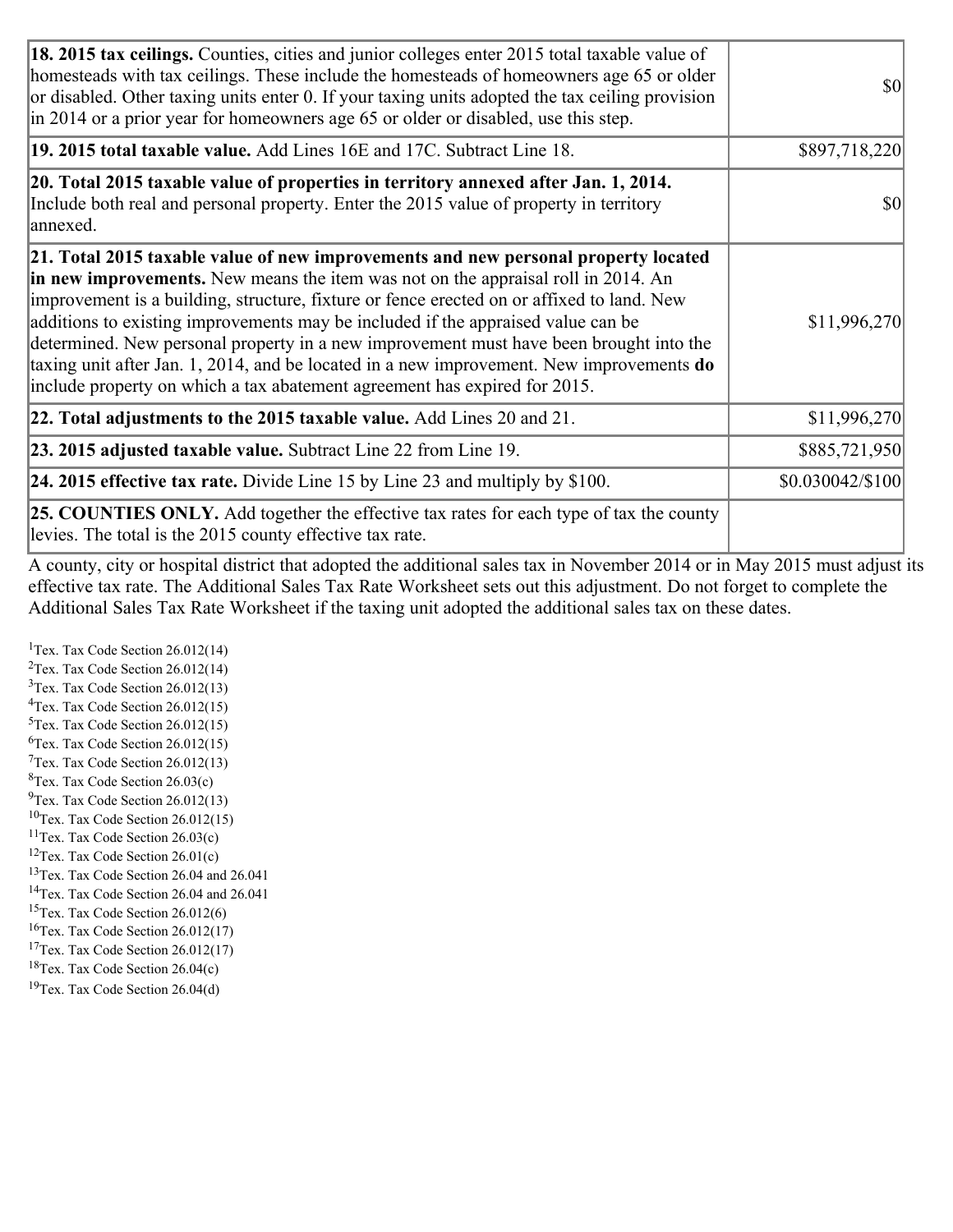| | |
|---|---|
| **18. 2015 tax ceilings.** Counties, cities and junior colleges enter 2015 total taxable value of homesteads with tax ceilings. These include the homesteads of homeowners age 65 or older or disabled. Other taxing units enter 0. If your taxing units adopted the tax ceiling provision in 2014 or a prior year for homeowners age 65 or older or disabled, use this step. | $0 |
| **19. 2015 total taxable value.** Add Lines 16E and 17C. Subtract Line 18. | $897,718,220 |
| **20. Total 2015 taxable value of properties in territory annexed after Jan. 1, 2014.** Include both real and personal property. Enter the 2015 value of property in territory annexed. | $0 |
| **21. Total 2015 taxable value of new improvements and new personal property located in new improvements.** New means the item was not on the appraisal roll in 2014. An improvement is a building, structure, fixture or fence erected on or affixed to land. New additions to existing improvements may be included if the appraised value can be determined. New personal property in a new improvement must have been brought into the taxing unit after Jan. 1, 2014, and be located in a new improvement. New improvements **do** include property on which a tax abatement agreement has expired for 2015. | $11,996,270 |
| **22. Total adjustments to the 2015 taxable value.** Add Lines 20 and 21. | $11,996,270 |
| **23. 2015 adjusted taxable value.** Subtract Line 22 from Line 19. | $885,721,950 |
| **24. 2015 effective tax rate.** Divide Line 15 by Line 23 and multiply by $100. | $0.030042/$100 |
| **25. COUNTIES ONLY.** Add together the effective tax rates for each type of tax the county levies. The total is the 2015 county effective tax rate. | |

A county, city or hospital district that adopted the additional sales tax in November 2014 or in May 2015 must adjust its effective tax rate. The Additional Sales Tax Rate Worksheet sets out this adjustment. Do not forget to complete the Additional Sales Tax Rate Worksheet if the taxing unit adopted the additional sales tax on these dates.

[1]Tex. Tax Code Section 26.012(14)
[2]Tex. Tax Code Section 26.012(14)
[3]Tex. Tax Code Section 26.012(13)
[4]Tex. Tax Code Section 26.012(15)
[5]Tex. Tax Code Section 26.012(15)
[6]Tex. Tax Code Section 26.012(15)
[7]Tex. Tax Code Section 26.012(13)
[8]Tex. Tax Code Section 26.03(c)
[9]Tex. Tax Code Section 26.012(13)
[10]Tex. Tax Code Section 26.012(15)
[11]Tex. Tax Code Section 26.03(c)
[12]Tex. Tax Code Section 26.01(c)
[13]Tex. Tax Code Section 26.04 and 26.041
[14]Tex. Tax Code Section 26.04 and 26.041
[15]Tex. Tax Code Section 26.012(6)
[16]Tex. Tax Code Section 26.012(17)
[17]Tex. Tax Code Section 26.012(17)
[18]Tex. Tax Code Section 26.04(c)
[19]Tex. Tax Code Section 26.04(d)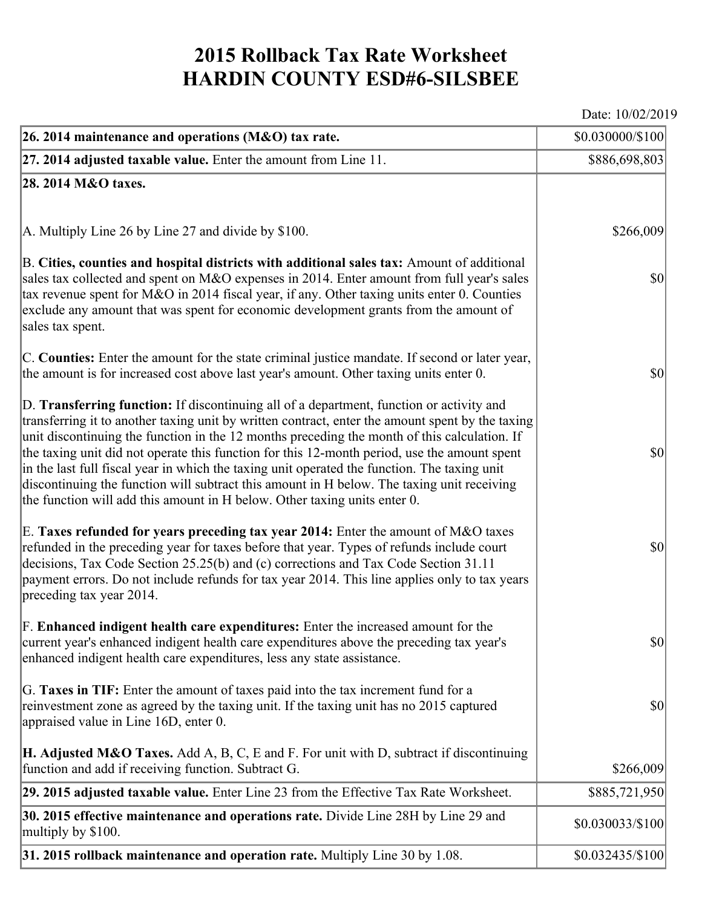# 2015 Rollback Tax Rate Worksheet
# HARDIN COUNTY ESD#6-SILSBEE

Date: 10/02/2019

| | |
|---|---|
| **26. 2014 maintenance and operations (M&O) tax rate.** | $0.030000/$100 |
| **27. 2014 adjusted taxable value.** Enter the amount from Line 11. | $886,698,803 |
| **28. 2014 M&O taxes.** | |
| A. Multiply Line 26 by Line 27 and divide by $100. | $266,009 |
| B. **Cities, counties and hospital districts with additional sales tax:** Amount of additional sales tax collected and spent on M&O expenses in 2014. Enter amount from full year's sales tax revenue spent for M&O in 2014 fiscal year, if any. Other taxing units enter 0. Counties exclude any amount that was spent for economic development grants from the amount of sales tax spent. | $0 |
| C. **Counties:** Enter the amount for the state criminal justice mandate. If second or later year, the amount is for increased cost above last year's amount. Other taxing units enter 0. | $0 |
| D. **Transferring function:** If discontinuing all of a department, function or activity and transferring it to another taxing unit by written contract, enter the amount spent by the taxing unit discontinuing the function in the 12 months preceding the month of this calculation. If the taxing unit did not operate this function for this 12-month period, use the amount spent in the last full fiscal year in which the taxing unit operated the function. The taxing unit discontinuing the function will subtract this amount in H below. The taxing unit receiving the function will add this amount in H below. Other taxing units enter 0. | $0 |
| E. **Taxes refunded for years preceding tax year 2014:** Enter the amount of M&O taxes refunded in the preceding year for taxes before that year. Types of refunds include court decisions, Tax Code Section 25.25(b) and (c) corrections and Tax Code Section 31.11 payment errors. Do not include refunds for tax year 2014. This line applies only to tax years preceding tax year 2014. | $0 |
| F. **Enhanced indigent health care expenditures:** Enter the increased amount for the current year's enhanced indigent health care expenditures above the preceding tax year's enhanced indigent health care expenditures, less any state assistance. | $0 |
| G. **Taxes in TIF:** Enter the amount of taxes paid into the tax increment fund for a reinvestment zone as agreed by the taxing unit. If the taxing unit has no 2015 captured appraised value in Line 16D, enter 0. | $0 |
| **H. Adjusted M&O Taxes.** Add A, B, C, E and F. For unit with D, subtract if discontinuing function and add if receiving function. Subtract G. | $266,009 |
| **29. 2015 adjusted taxable value.** Enter Line 23 from the Effective Tax Rate Worksheet. | $885,721,950 |
| **30. 2015 effective maintenance and operations rate.** Divide Line 28H by Line 29 and multiply by $100. | $0.030033/$100 |
| **31. 2015 rollback maintenance and operation rate.** Multiply Line 30 by 1.08. | $0.032435/$100 |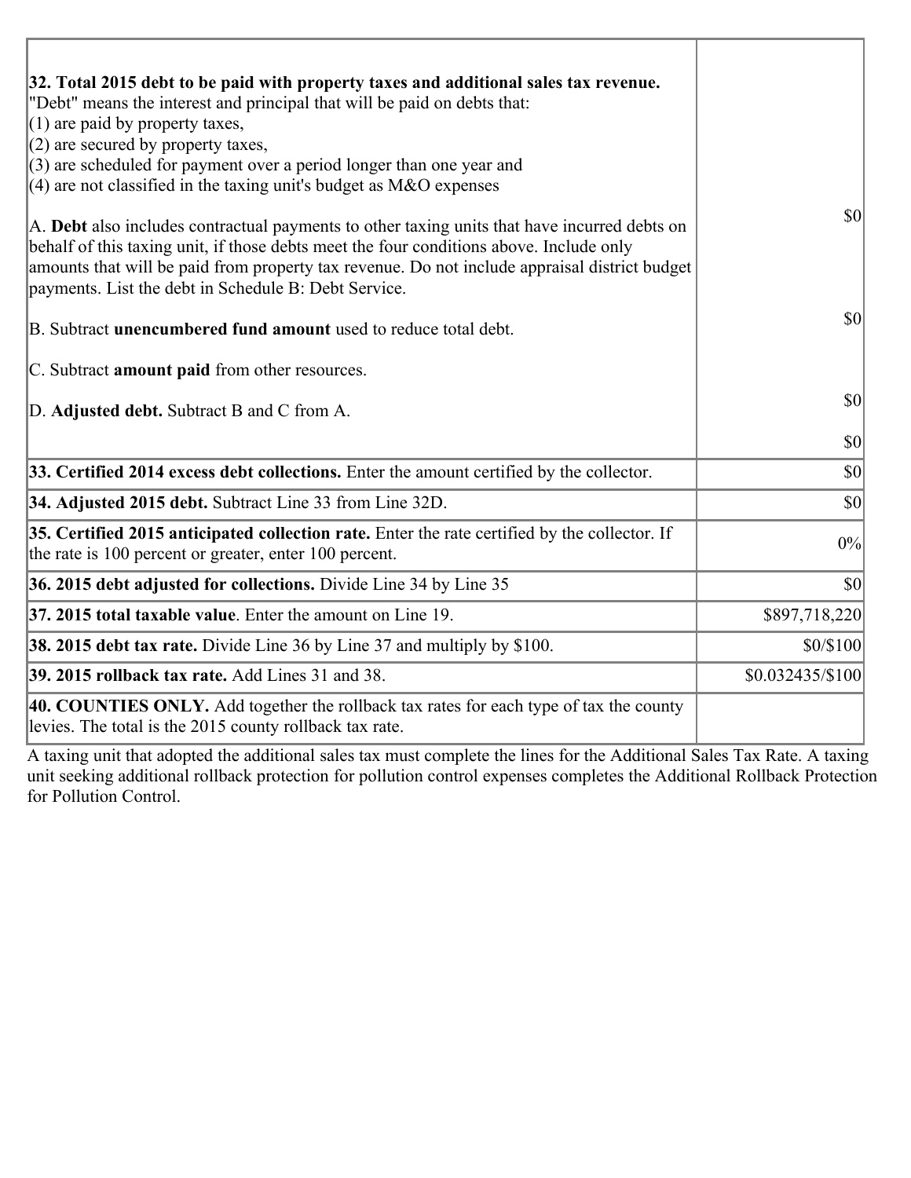| | |
|---|---|
| **32. Total 2015 debt to be paid with property taxes and additional sales tax revenue.**<br>"Debt" means the interest and principal that will be paid on debts that:<br>(1) are paid by property taxes,<br>(2) are secured by property taxes,<br>(3) are scheduled for payment over a period longer than one year and<br>(4) are not classified in the taxing unit's budget as M&O expenses<br><br>A. **Debt** also includes contractual payments to other taxing units that have incurred debts on behalf of this taxing unit, if those debts meet the four conditions above. Include only amounts that will be paid from property tax revenue. Do not include appraisal district budget payments. List the debt in Schedule B: Debt Service.<br><br>B. Subtract **unencumbered fund amount** used to reduce total debt.<br><br>C. Subtract **amount paid** from other resources.<br><br>D. **Adjusted debt.** Subtract B and C from A. | $0<br><br>$0<br><br>$0<br><br>$0 |
| **33. Certified 2014 excess debt collections.** Enter the amount certified by the collector. | $0 |
| **34. Adjusted 2015 debt.** Subtract Line 33 from Line 32D. | $0 |
| **35. Certified 2015 anticipated collection rate.** Enter the rate certified by the collector. If the rate is 100 percent or greater, enter 100 percent. | 0% |
| **36. 2015 debt adjusted for collections.** Divide Line 34 by Line 35 | $0 |
| **37. 2015 total taxable value**. Enter the amount on Line 19. | $897,718,220 |
| **38. 2015 debt tax rate.** Divide Line 36 by Line 37 and multiply by $100. | $0/$100 |
| **39. 2015 rollback tax rate.** Add Lines 31 and 38. | $0.032435/$100 |
| **40. COUNTIES ONLY.** Add together the rollback tax rates for each type of tax the county levies. The total is the 2015 county rollback tax rate. | |

A taxing unit that adopted the additional sales tax must complete the lines for the Additional Sales Tax Rate. A taxing unit seeking additional rollback protection for pollution control expenses completes the Additional Rollback Protection for Pollution Control.